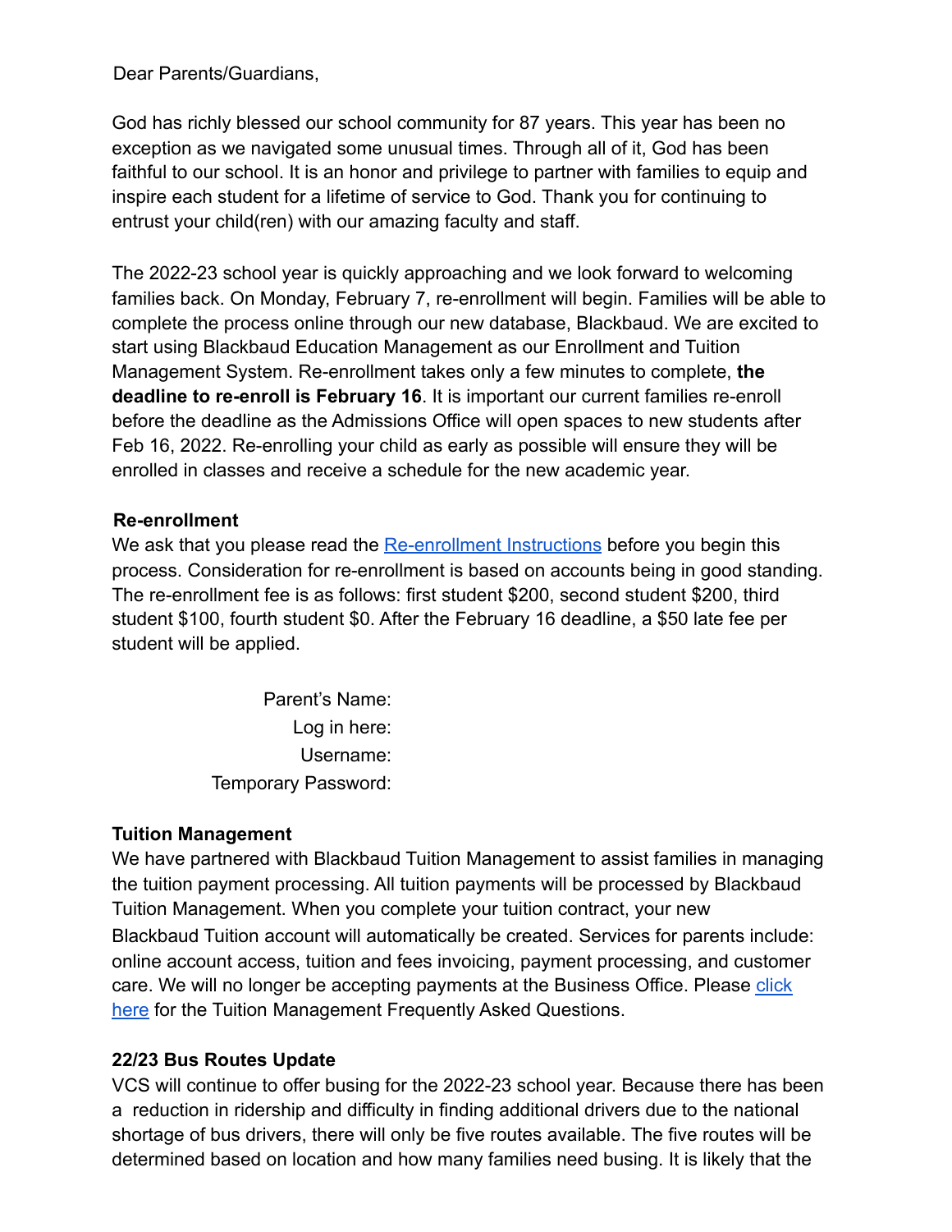Dear Parents/Guardians,

God has richly blessed our school community for 87 years. This year has been no exception as we navigated some unusual times. Through all of it, God has been faithful to our school. It is an honor and privilege to partner with families to equip and inspire each student for a lifetime of service to God. Thank you for continuing to entrust your child(ren) with our amazing faculty and staff.

The 2022-23 school year is quickly approaching and we look forward to welcoming families back. On Monday, February 7, re-enrollment will begin. Families will be able to complete the process online through our new database, Blackbaud. We are excited to start using Blackbaud Education Management as our Enrollment and Tuition Management System. Re-enrollment takes only a few minutes to complete, **the deadline to re-enroll is February 16**. It is important our current families re-enroll before the deadline as the Admissions Office will open spaces to new students after Feb 16, 2022. Re-enrolling your child as early as possible will ensure they will be enrolled in classes and receive a schedule for the new academic year.

**Re-enrollment**

We ask that you please read the Re-enrollment Instructions before you begin this process. Consideration for re-enrollment is based on accounts being in good standing. The re-enrollment fee is as follows: first student $200, second student $200, third student $100, fourth student $0. After the February 16 deadline, a $50 late fee per student will be applied.

Parent's Name:

Log in here:

Username:

Temporary Password:

**Tuition Management**

We have partnered with Blackbaud Tuition Management to assist families in managing the tuition payment processing. All tuition payments will be processed by Blackbaud Tuition Management. When you complete your tuition contract, your new Blackbaud Tuition account will automatically be created. Services for parents include: online account access, tuition and fees invoicing, payment processing, and customer care. We will no longer be accepting payments at the Business Office. Please click here for the Tuition Management Frequently Asked Questions.

**22/23 Bus Routes Update**

VCS will continue to offer busing for the 2022-23 school year. Because there has been a reduction in ridership and difficulty in finding additional drivers due to the national shortage of bus drivers, there will only be five routes available. The five routes will be determined based on location and how many families need busing. It is likely that the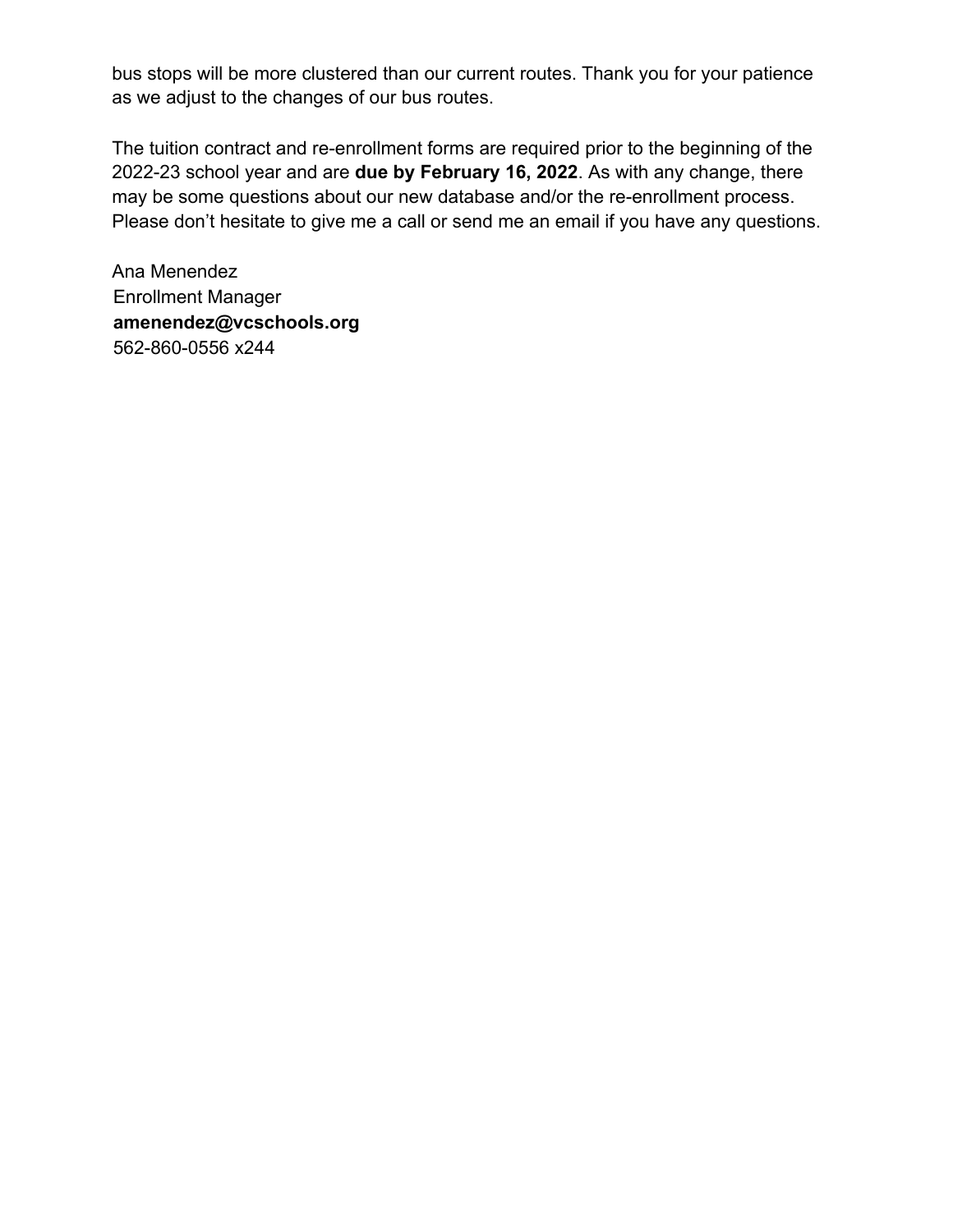bus stops will be more clustered than our current routes. Thank you for your patience as we adjust to the changes of our bus routes.

The tuition contract and re-enrollment forms are required prior to the beginning of the 2022-23 school year and are **due by February 16, 2022**. As with any change, there may be some questions about our new database and/or the re-enrollment process. Please don't hesitate to give me a call or send me an email if you have any questions.

Ana Menendez
Enrollment Manager
**amenendez@vcschools.org**
562-860-0556 x244